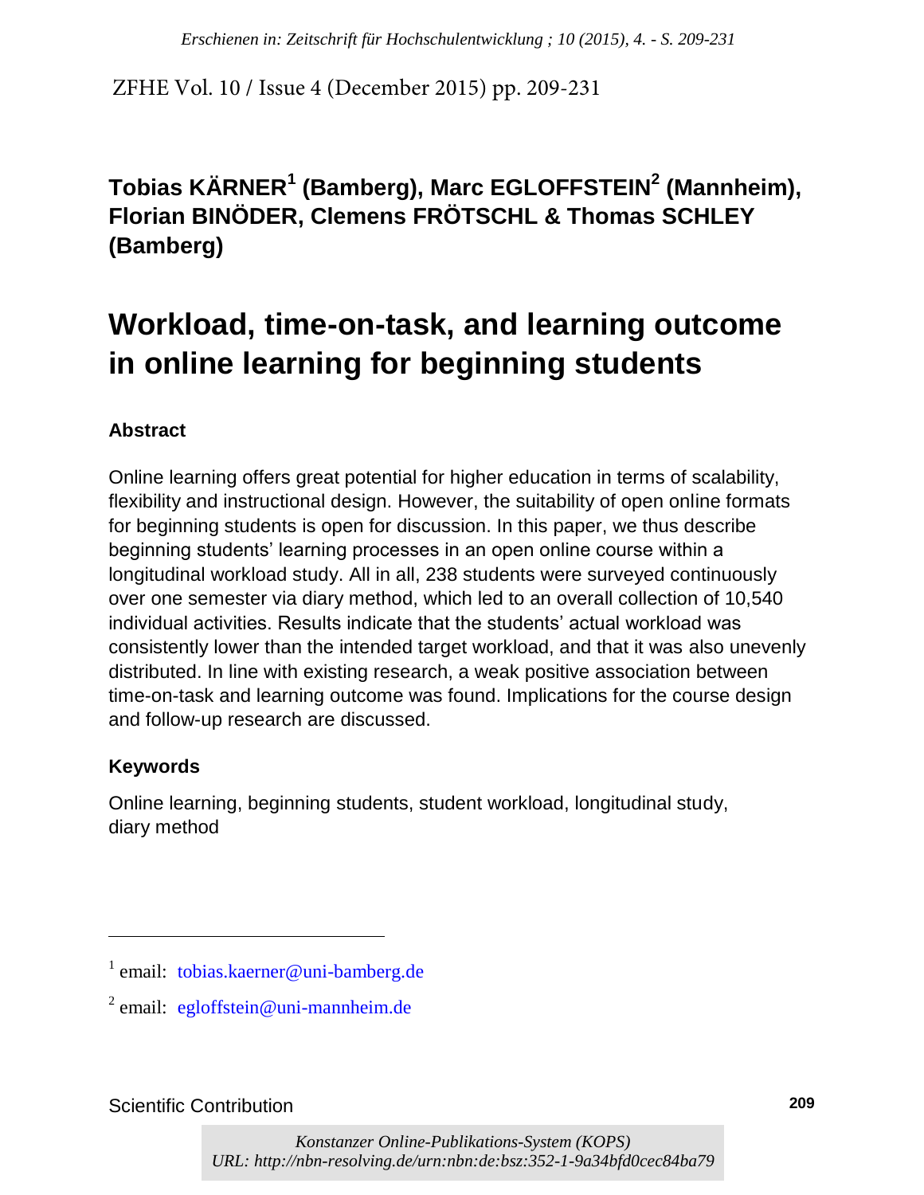**Tobias KÄRNER[1] (Bamberg), Marc EGLOFFSTEIN[2] (Mannheim), Florian BINÖDER, Clemens FRÖTSCHL & Thomas SCHLEY (Bamberg)**

# Workload, time-on-task, and learning outcome in online learning for beginning students

### Abstract

Online learning offers great potential for higher education in terms of scalability, flexibility and instructional design. However, the suitability of open online formats for beginning students is open for discussion. In this paper, we thus describe beginning students' learning processes in an open online course within a longitudinal workload study. All in all, 238 students were surveyed continuously over one semester via diary method, which led to an overall collection of 10,540 individual activities. Results indicate that the students' actual workload was consistently lower than the intended target workload, and that it was also unevenly distributed. In line with existing research, a weak positive association between time-on-task and learning outcome was found. Implications for the course design and follow-up research are discussed.

### Keywords

Online learning, beginning students, student workload, longitudinal study, diary method

---

[1] email: tobias.kaerner@uni-bamberg.de

[2] email: egloffstein@uni-mannheim.de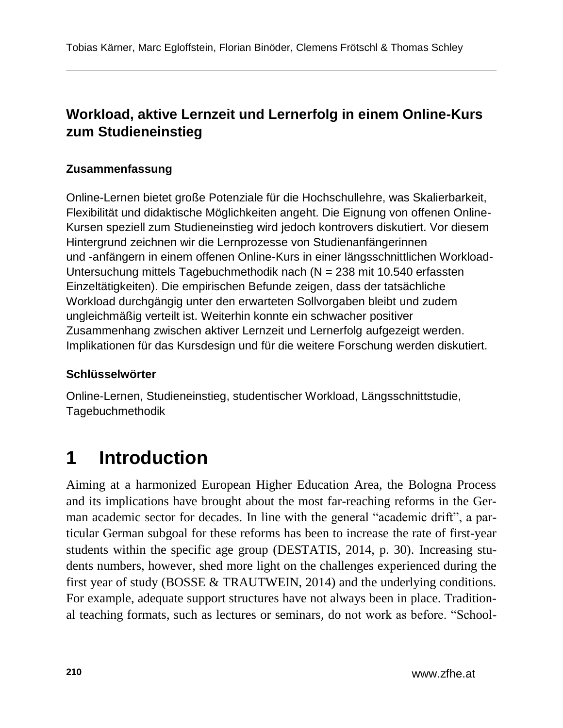## Workload, aktive Lernzeit und Lernerfolg in einem Online-Kurs zum Studieneinstieg

### Zusammenfassung

Online-Lernen bietet große Potenziale für die Hochschullehre, was Skalierbarkeit, Flexibilität und didaktische Möglichkeiten angeht. Die Eignung von offenen Online-Kursen speziell zum Studieneinstieg wird jedoch kontrovers diskutiert. Vor diesem Hintergrund zeichnen wir die Lernprozesse von Studienanfängerinnen und -anfängern in einem offenen Online-Kurs in einer längsschnittlichen Workload-Untersuchung mittels Tagebuchmethodik nach (N = 238 mit 10.540 erfassten Einzeltätigkeiten). Die empirischen Befunde zeigen, dass der tatsächliche Workload durchgängig unter den erwarteten Sollvorgaben bleibt und zudem ungleichmäßig verteilt ist. Weiterhin konnte ein schwacher positiver Zusammenhang zwischen aktiver Lernzeit und Lernerfolg aufgezeigt werden. Implikationen für das Kursdesign und für die weitere Forschung werden diskutiert.

### Schlüsselwörter

Online-Lernen, Studieneinstieg, studentischer Workload, Längsschnittstudie, Tagebuchmethodik

# 1 Introduction

Aiming at a harmonized European Higher Education Area, the Bologna Process and its implications have brought about the most far-reaching reforms in the German academic sector for decades. In line with the general "academic drift", a particular German subgoal for these reforms has been to increase the rate of first-year students within the specific age group (DESTATIS, 2014, p. 30). Increasing students numbers, however, shed more light on the challenges experienced during the first year of study (BOSSE & TRAUTWEIN, 2014) and the underlying conditions. For example, adequate support structures have not always been in place. Traditional teaching formats, such as lectures or seminars, do not work as before. "School-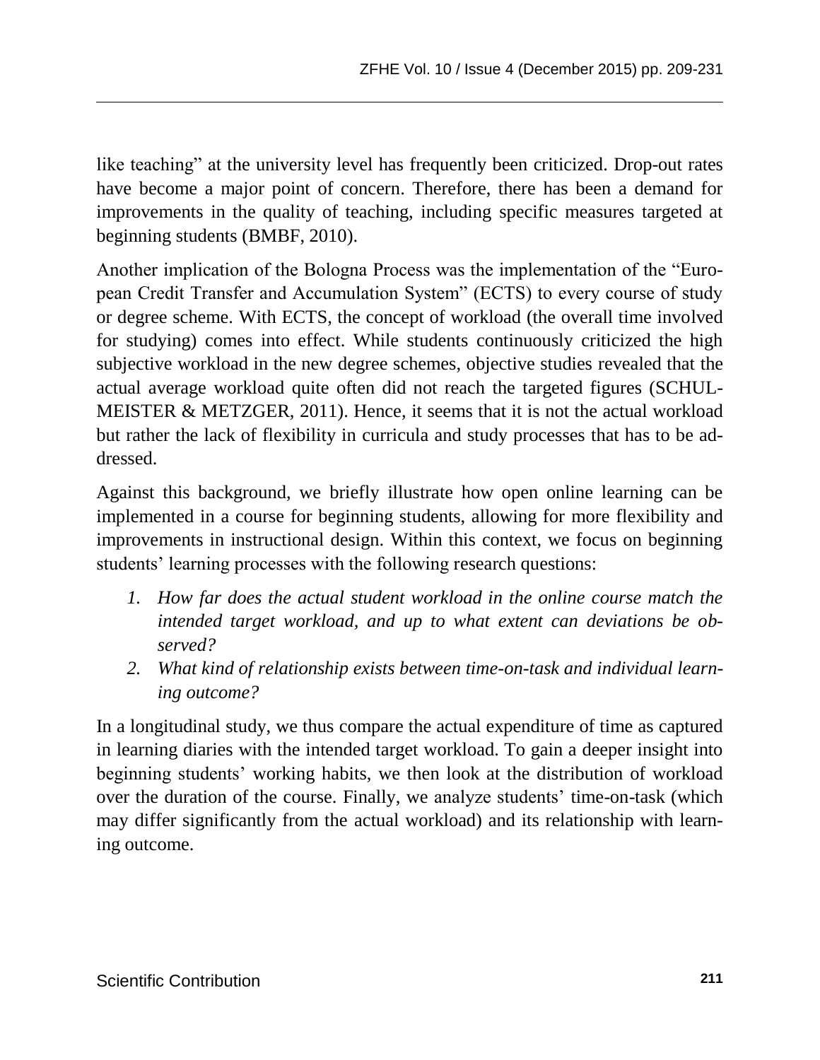like teaching" at the university level has frequently been criticized. Drop-out rates have become a major point of concern. Therefore, there has been a demand for improvements in the quality of teaching, including specific measures targeted at beginning students (BMBF, 2010).

Another implication of the Bologna Process was the implementation of the "European Credit Transfer and Accumulation System" (ECTS) to every course of study or degree scheme. With ECTS, the concept of workload (the overall time involved for studying) comes into effect. While students continuously criticized the high subjective workload in the new degree schemes, objective studies revealed that the actual average workload quite often did not reach the targeted figures (SCHULMEISTER & METZGER, 2011). Hence, it seems that it is not the actual workload but rather the lack of flexibility in curricula and study processes that has to be addressed.

Against this background, we briefly illustrate how open online learning can be implemented in a course for beginning students, allowing for more flexibility and improvements in instructional design. Within this context, we focus on beginning students' learning processes with the following research questions:

1. *How far does the actual student workload in the online course match the intended target workload, and up to what extent can deviations be observed?*
2. *What kind of relationship exists between time-on-task and individual learning outcome?*

In a longitudinal study, we thus compare the actual expenditure of time as captured in learning diaries with the intended target workload. To gain a deeper insight into beginning students' working habits, we then look at the distribution of workload over the duration of the course. Finally, we analyze students' time-on-task (which may differ significantly from the actual workload) and its relationship with learning outcome.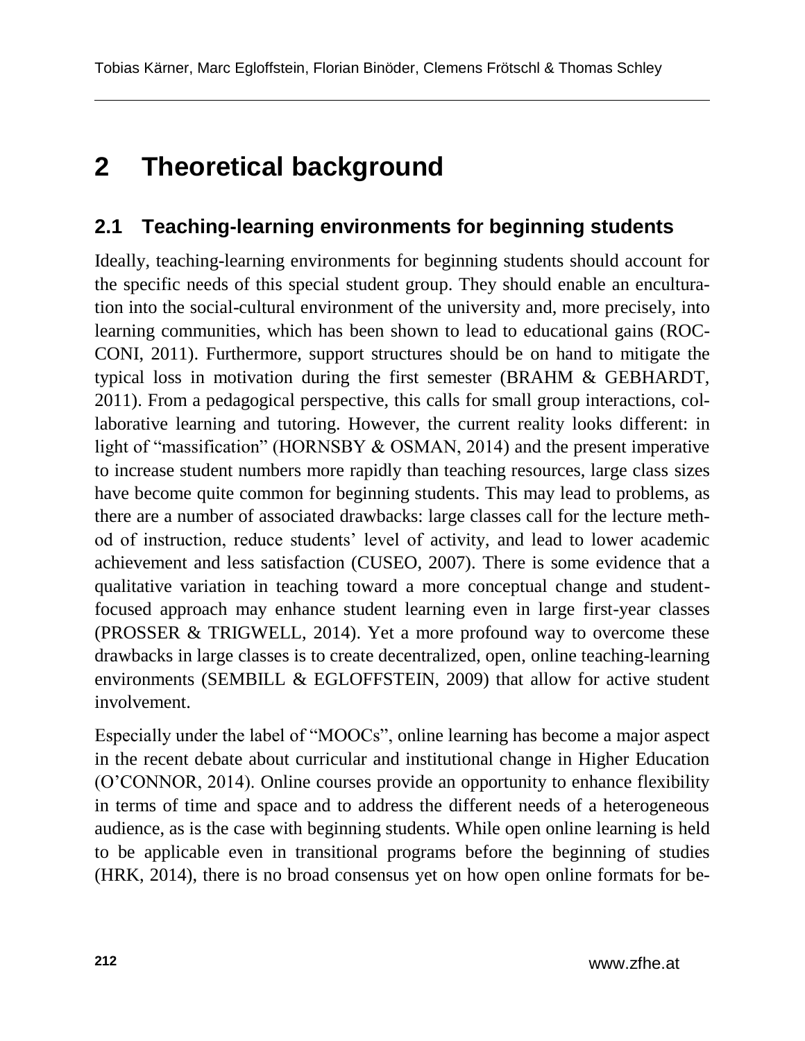# 2 Theoretical background

## 2.1 Teaching-learning environments for beginning students

Ideally, teaching-learning environments for beginning students should account for the specific needs of this special student group. They should enable an enculturation into the social-cultural environment of the university and, more precisely, into learning communities, which has been shown to lead to educational gains (ROCCONI, 2011). Furthermore, support structures should be on hand to mitigate the typical loss in motivation during the first semester (BRAHM & GEBHARDT, 2011). From a pedagogical perspective, this calls for small group interactions, collaborative learning and tutoring. However, the current reality looks different: in light of "massification" (HORNSBY & OSMAN, 2014) and the present imperative to increase student numbers more rapidly than teaching resources, large class sizes have become quite common for beginning students. This may lead to problems, as there are a number of associated drawbacks: large classes call for the lecture method of instruction, reduce students' level of activity, and lead to lower academic achievement and less satisfaction (CUSEO, 2007). There is some evidence that a qualitative variation in teaching toward a more conceptual change and student-focused approach may enhance student learning even in large first-year classes (PROSSER & TRIGWELL, 2014). Yet a more profound way to overcome these drawbacks in large classes is to create decentralized, open, online teaching-learning environments (SEMBILL & EGLOFFSTEIN, 2009) that allow for active student involvement.

Especially under the label of "MOOCs", online learning has become a major aspect in the recent debate about curricular and institutional change in Higher Education (O'CONNOR, 2014). Online courses provide an opportunity to enhance flexibility in terms of time and space and to address the different needs of a heterogeneous audience, as is the case with beginning students. While open online learning is held to be applicable even in transitional programs before the beginning of studies (HRK, 2014), there is no broad consensus yet on how open online formats for be-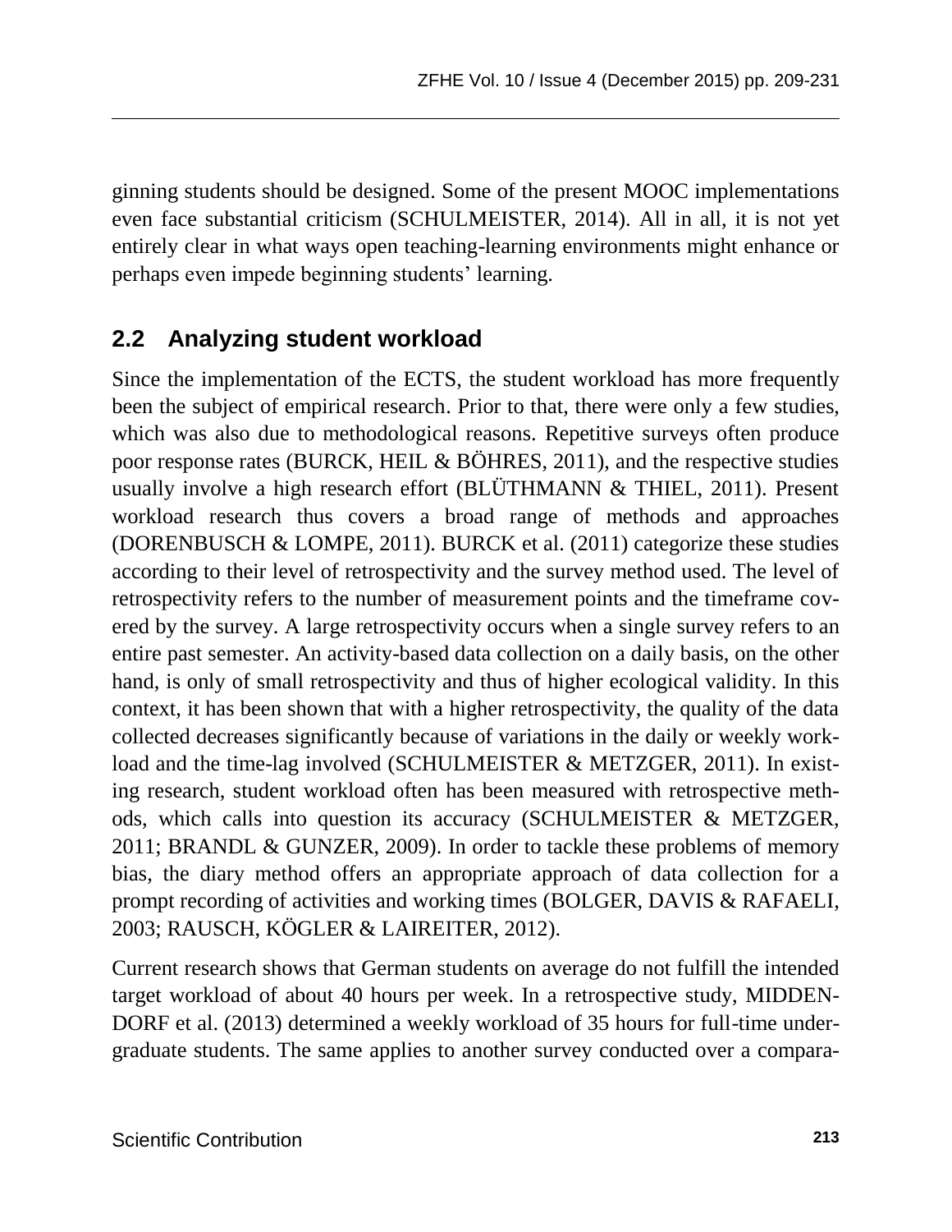ginning students should be designed. Some of the present MOOC implementations even face substantial criticism (SCHULMEISTER, 2014). All in all, it is not yet entirely clear in what ways open teaching-learning environments might enhance or perhaps even impede beginning students' learning.

## 2.2 Analyzing student workload

Since the implementation of the ECTS, the student workload has more frequently been the subject of empirical research. Prior to that, there were only a few studies, which was also due to methodological reasons. Repetitive surveys often produce poor response rates (BURCK, HEIL & BÖHRES, 2011), and the respective studies usually involve a high research effort (BLÜTHMANN & THIEL, 2011). Present workload research thus covers a broad range of methods and approaches (DORENBUSCH & LOMPE, 2011). BURCK et al. (2011) categorize these studies according to their level of retrospectivity and the survey method used. The level of retrospectivity refers to the number of measurement points and the timeframe covered by the survey. A large retrospectivity occurs when a single survey refers to an entire past semester. An activity-based data collection on a daily basis, on the other hand, is only of small retrospectivity and thus of higher ecological validity. In this context, it has been shown that with a higher retrospectivity, the quality of the data collected decreases significantly because of variations in the daily or weekly workload and the time-lag involved (SCHULMEISTER & METZGER, 2011). In existing research, student workload often has been measured with retrospective methods, which calls into question its accuracy (SCHULMEISTER & METZGER, 2011; BRANDL & GUNZER, 2009). In order to tackle these problems of memory bias, the diary method offers an appropriate approach of data collection for a prompt recording of activities and working times (BOLGER, DAVIS & RAFAELI, 2003; RAUSCH, KÖGLER & LAIREITER, 2012).

Current research shows that German students on average do not fulfill the intended target workload of about 40 hours per week. In a retrospective study, MIDDENDORF et al. (2013) determined a weekly workload of 35 hours for full-time undergraduate students. The same applies to another survey conducted over a compara-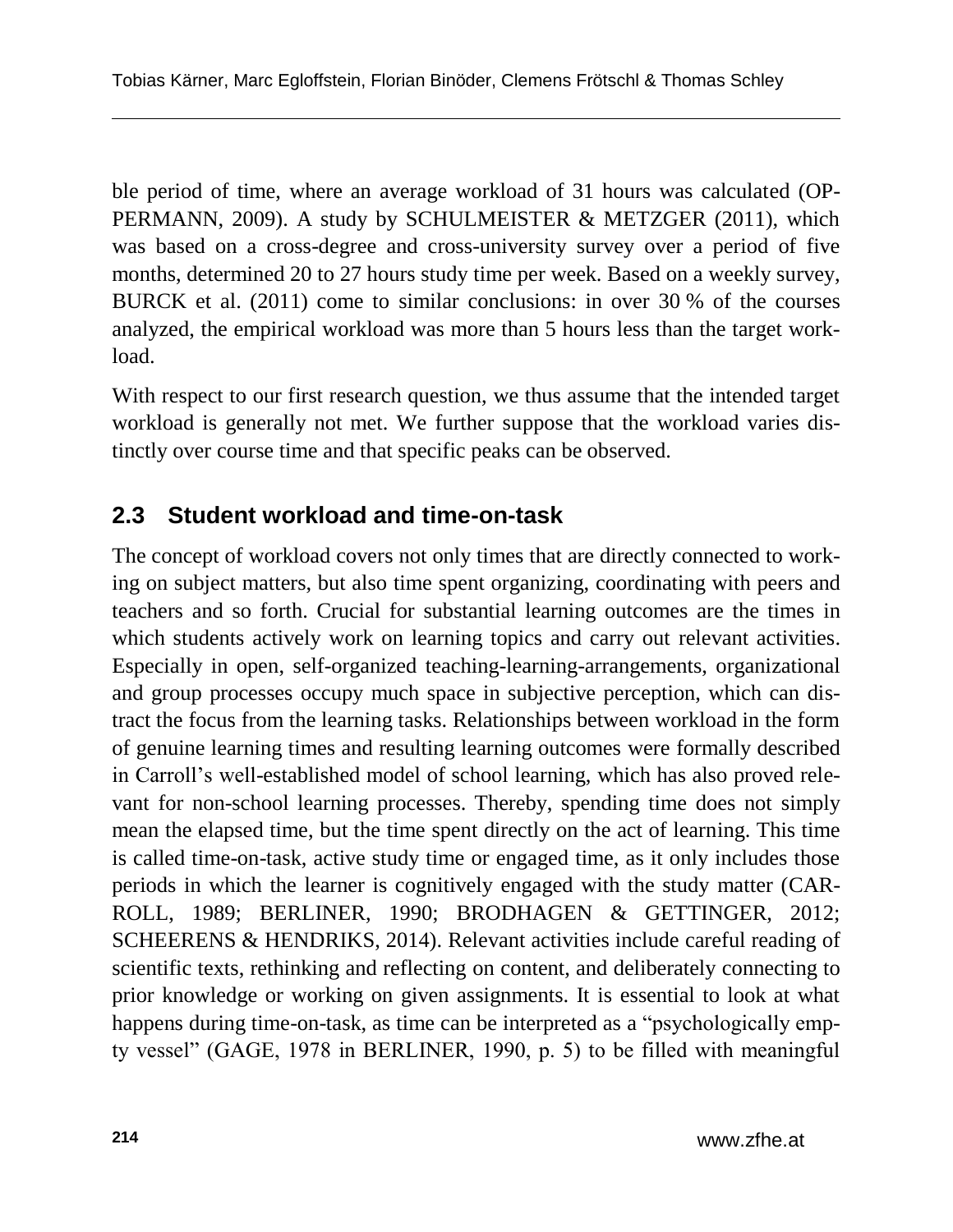ble period of time, where an average workload of 31 hours was calculated (OPPERMANN, 2009). A study by SCHULMEISTER & METZGER (2011), which was based on a cross-degree and cross-university survey over a period of five months, determined 20 to 27 hours study time per week. Based on a weekly survey, BURCK et al. (2011) come to similar conclusions: in over 30 % of the courses analyzed, the empirical workload was more than 5 hours less than the target workload.

With respect to our first research question, we thus assume that the intended target workload is generally not met. We further suppose that the workload varies distinctly over course time and that specific peaks can be observed.

## 2.3 Student workload and time-on-task

The concept of workload covers not only times that are directly connected to working on subject matters, but also time spent organizing, coordinating with peers and teachers and so forth. Crucial for substantial learning outcomes are the times in which students actively work on learning topics and carry out relevant activities. Especially in open, self-organized teaching-learning-arrangements, organizational and group processes occupy much space in subjective perception, which can distract the focus from the learning tasks. Relationships between workload in the form of genuine learning times and resulting learning outcomes were formally described in Carroll's well-established model of school learning, which has also proved relevant for non-school learning processes. Thereby, spending time does not simply mean the elapsed time, but the time spent directly on the act of learning. This time is called time-on-task, active study time or engaged time, as it only includes those periods in which the learner is cognitively engaged with the study matter (CARROLL, 1989; BERLINER, 1990; BRODHAGEN & GETTINGER, 2012; SCHEERENS & HENDRIKS, 2014). Relevant activities include careful reading of scientific texts, rethinking and reflecting on content, and deliberately connecting to prior knowledge or working on given assignments. It is essential to look at what happens during time-on-task, as time can be interpreted as a "psychologically empty vessel" (GAGE, 1978 in BERLINER, 1990, p. 5) to be filled with meaningful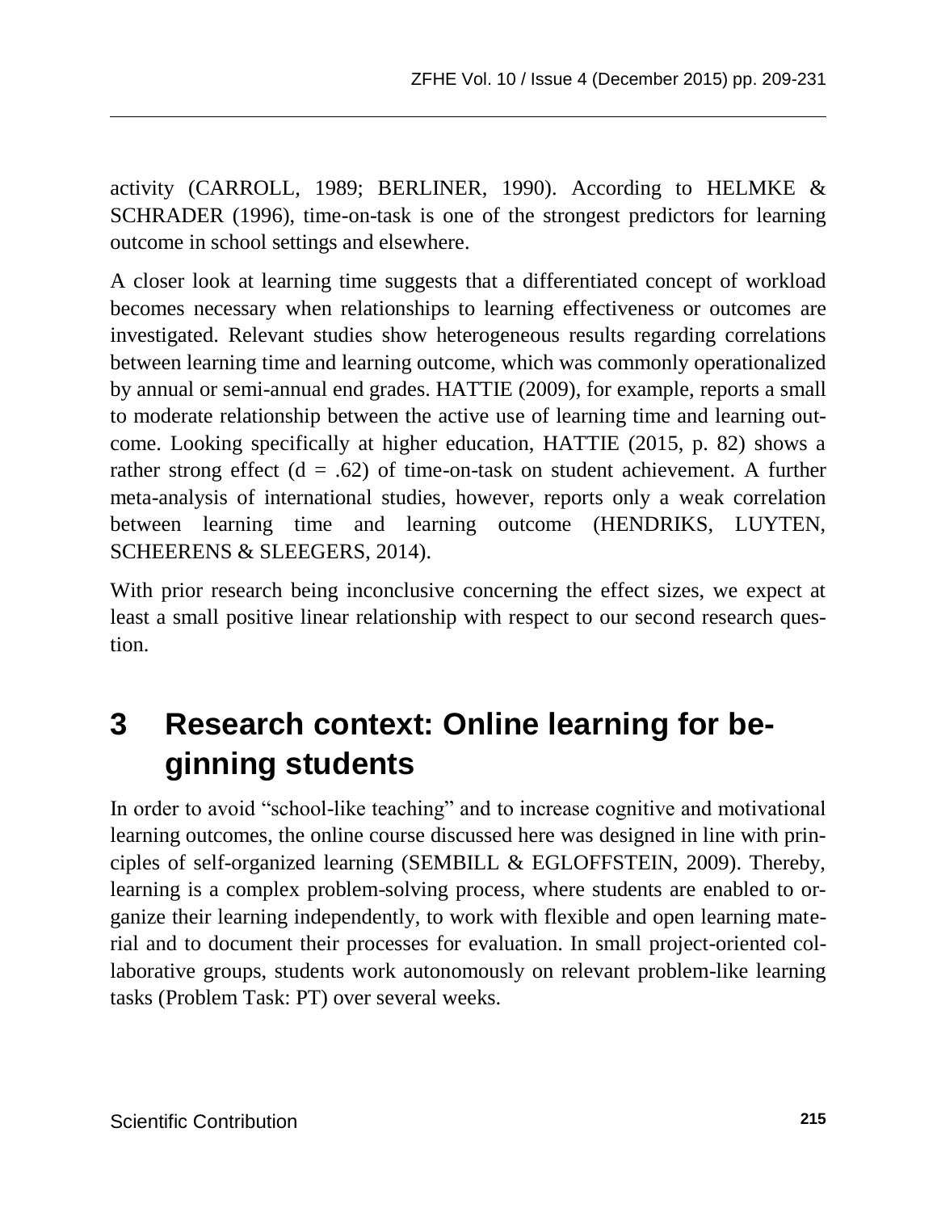activity (CARROLL, 1989; BERLINER, 1990). According to HELMKE & SCHRADER (1996), time-on-task is one of the strongest predictors for learning outcome in school settings and elsewhere.

A closer look at learning time suggests that a differentiated concept of workload becomes necessary when relationships to learning effectiveness or outcomes are investigated. Relevant studies show heterogeneous results regarding correlations between learning time and learning outcome, which was commonly operationalized by annual or semi-annual end grades. HATTIE (2009), for example, reports a small to moderate relationship between the active use of learning time and learning outcome. Looking specifically at higher education, HATTIE (2015, p. 82) shows a rather strong effect ($d = .62$) of time-on-task on student achievement. A further meta-analysis of international studies, however, reports only a weak correlation between learning time and learning outcome (HENDRIKS, LUYTEN, SCHEERENS & SLEEGERS, 2014).

With prior research being inconclusive concerning the effect sizes, we expect at least a small positive linear relationship with respect to our second research question.

# 3 Research context: Online learning for beginning students

In order to avoid "school-like teaching" and to increase cognitive and motivational learning outcomes, the online course discussed here was designed in line with principles of self-organized learning (SEMBILL & EGLOFFSTEIN, 2009). Thereby, learning is a complex problem-solving process, where students are enabled to organize their learning independently, to work with flexible and open learning material and to document their processes for evaluation. In small project-oriented collaborative groups, students work autonomously on relevant problem-like learning tasks (Problem Task: PT) over several weeks.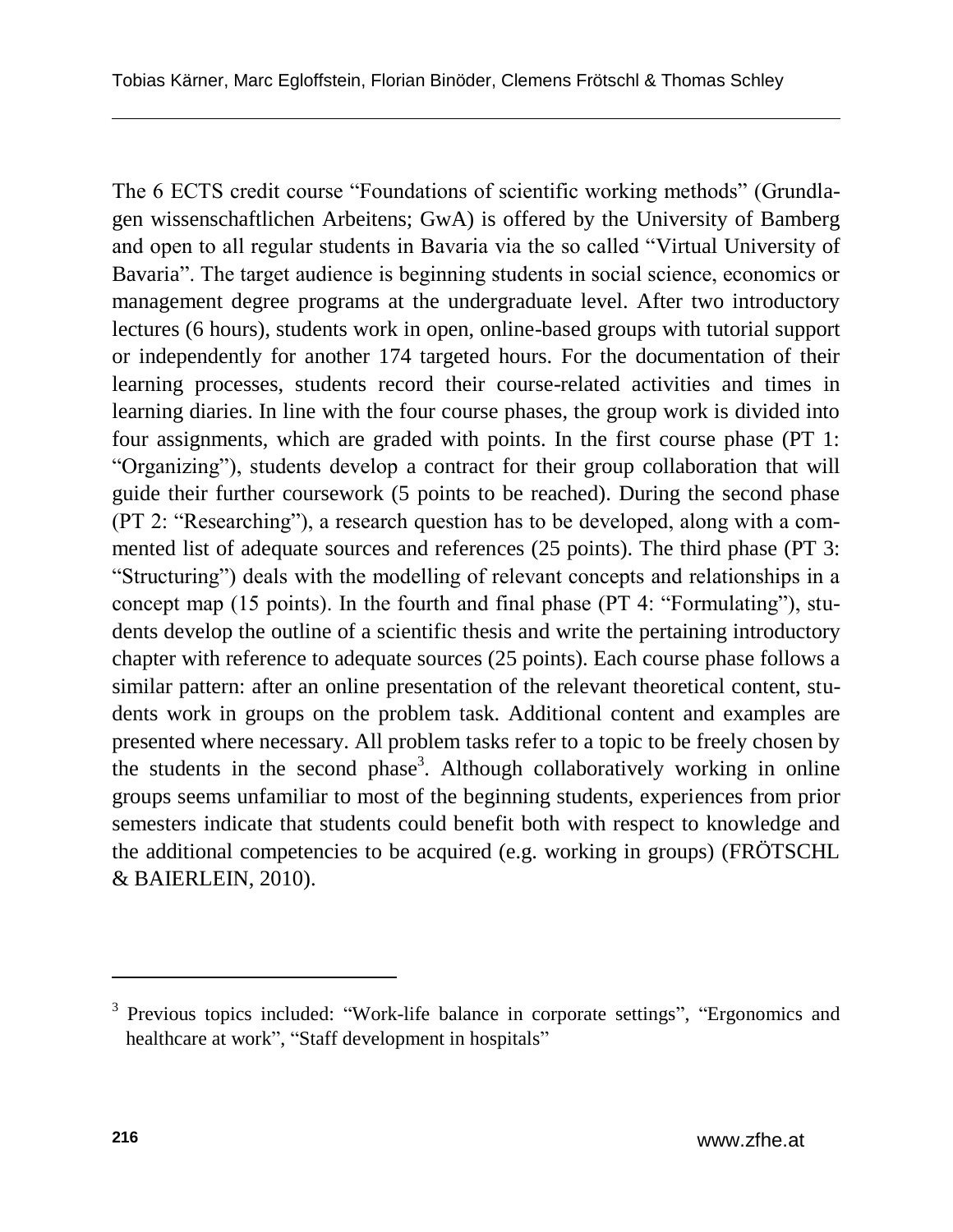The 6 ECTS credit course "Foundations of scientific working methods" (Grundlagen wissenschaftlichen Arbeitens; GwA) is offered by the University of Bamberg and open to all regular students in Bavaria via the so called "Virtual University of Bavaria". The target audience is beginning students in social science, economics or management degree programs at the undergraduate level. After two introductory lectures (6 hours), students work in open, online-based groups with tutorial support or independently for another 174 targeted hours. For the documentation of their learning processes, students record their course-related activities and times in learning diaries. In line with the four course phases, the group work is divided into four assignments, which are graded with points. In the first course phase (PT 1: "Organizing"), students develop a contract for their group collaboration that will guide their further coursework (5 points to be reached). During the second phase (PT 2: "Researching"), a research question has to be developed, along with a commented list of adequate sources and references (25 points). The third phase (PT 3: "Structuring") deals with the modelling of relevant concepts and relationships in a concept map (15 points). In the fourth and final phase (PT 4: "Formulating"), students develop the outline of a scientific thesis and write the pertaining introductory chapter with reference to adequate sources (25 points). Each course phase follows a similar pattern: after an online presentation of the relevant theoretical content, students work in groups on the problem task. Additional content and examples are presented where necessary. All problem tasks refer to a topic to be freely chosen by the students in the second phase[3]. Although collaboratively working in online groups seems unfamiliar to most of the beginning students, experiences from prior semesters indicate that students could benefit both with respect to knowledge and the additional competencies to be acquired (e.g. working in groups) (FRÖTSCHL & BAIERLEIN, 2010).

[3] Previous topics included: "Work-life balance in corporate settings", "Ergonomics and healthcare at work", "Staff development in hospitals"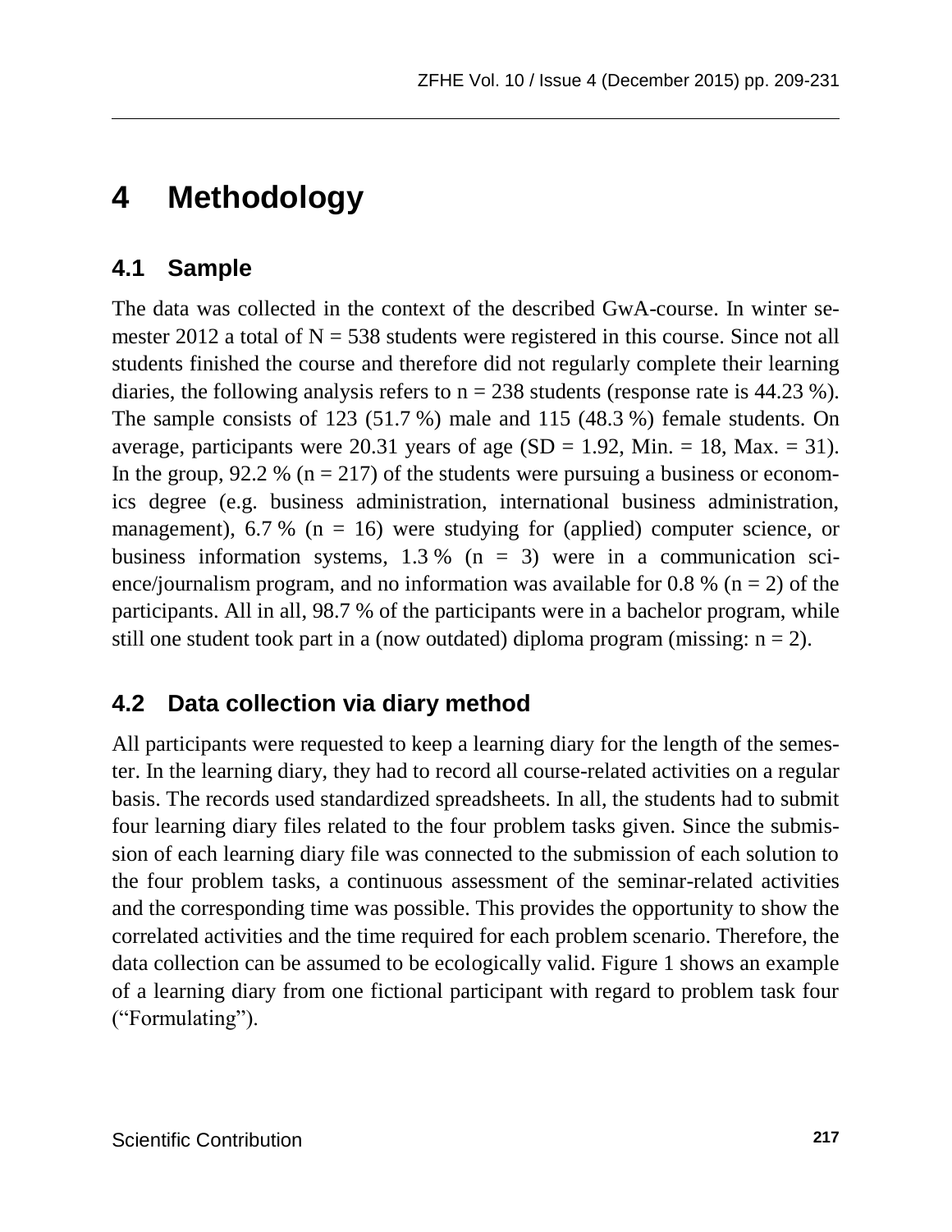# 4 Methodology

## 4.1 Sample

The data was collected in the context of the described GwA-course. In winter semester 2012 a total of $N = 538$ students were registered in this course. Since not all students finished the course and therefore did not regularly complete their learning diaries, the following analysis refers to $n = 238$ students (response rate is 44.23 %). The sample consists of 123 (51.7 %) male and 115 (48.3 %) female students. On average, participants were 20.31 years of age ($SD = 1.92$, Min. = 18, Max. = 31). In the group, 92.2 % ($n = 217$) of the students were pursuing a business or economics degree (e.g. business administration, international business administration, management), 6.7 % ($n = 16$) were studying for (applied) computer science, or business information systems, 1.3 % ($n = 3$) were in a communication science/journalism program, and no information was available for 0.8 % ($n = 2$) of the participants. All in all, 98.7 % of the participants were in a bachelor program, while still one student took part in a (now outdated) diploma program (missing: $n = 2$).

## 4.2 Data collection via diary method

All participants were requested to keep a learning diary for the length of the semester. In the learning diary, they had to record all course-related activities on a regular basis. The records used standardized spreadsheets. In all, the students had to submit four learning diary files related to the four problem tasks given. Since the submission of each learning diary file was connected to the submission of each solution to the four problem tasks, a continuous assessment of the seminar-related activities and the corresponding time was possible. This provides the opportunity to show the correlated activities and the time required for each problem scenario. Therefore, the data collection can be assumed to be ecologically valid. Figure 1 shows an example of a learning diary from one fictional participant with regard to problem task four ("Formulating").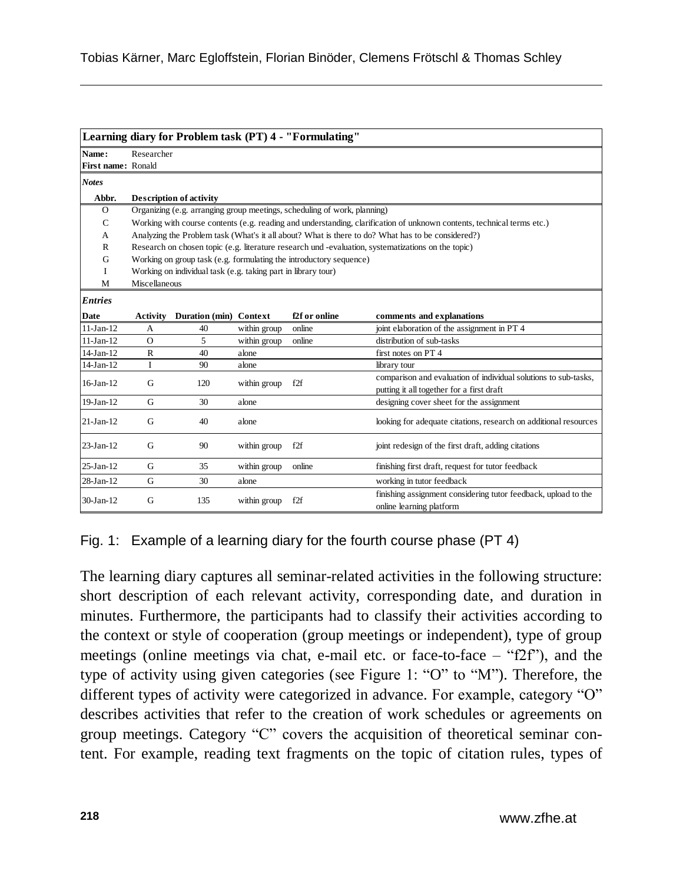| **Learning diary for Problem task (PT) 4 - "Formulating"** | | | | | |
|---|---|---|---|---|---|
| **Name:** | Researcher | | | | |
| **First name:** | Ronald | | | | |
| ***Notes*** | | | | | |
| **Abbr.** | **Description of activity** | | | | |
| O | Organizing (e.g. arranging group meetings, scheduling of work, planning) | | | | |
| C | Working with course contents (e.g. reading and understanding, clarification of unknown contents, technical terms etc.) | | | | |
| A | Analyzing the Problem task (What's it all about? What is there to do? What has to be considered?) | | | | |
| R | Research on chosen topic (e.g. literature research und -evaluation, systematizations on the topic) | | | | |
| G | Working on group task (e.g. formulating the introductory sequence) | | | | |
| I | Working on individual task (e.g. taking part in library tour) | | | | |
| M | Miscellaneous | | | | |
| ***Entries*** | | | | | |
| **Date** | **Activity** | **Duration (min)** | **Context** | **f2f or online** | **comments and explanations** |
| 11-Jan-12 | A | 40 | within group | online | joint elaboration of the assignment in PT 4 |
| 11-Jan-12 | O | 5 | within group | online | distribution of sub-tasks |
| 14-Jan-12 | R | 40 | alone | | first notes on PT 4 |
| 14-Jan-12 | I | 90 | alone | | library tour |
| 16-Jan-12 | G | 120 | within group | f2f | comparison and evaluation of individual solutions to sub-tasks, putting it all together for a first draft |
| 19-Jan-12 | G | 30 | alone | | designing cover sheet for the assignment |
| 21-Jan-12 | G | 40 | alone | | looking for adequate citations, research on additional resources |
| 23-Jan-12 | G | 90 | within group | f2f | joint redesign of the first draft, adding citations |
| 25-Jan-12 | G | 35 | within group | online | finishing first draft, request for tutor feedback |
| 28-Jan-12 | G | 30 | alone | | working in tutor feedback |
| 30-Jan-12 | G | 135 | within group | f2f | finishing assignment considering tutor feedback, upload to the online learning platform |

Fig. 1: Example of a learning diary for the fourth course phase (PT 4)

The learning diary captures all seminar-related activities in the following structure: short description of each relevant activity, corresponding date, and duration in minutes. Furthermore, the participants had to classify their activities according to the context or style of cooperation (group meetings or independent), type of group meetings (online meetings via chat, e-mail etc. or face-to-face – "f2f"), and the type of activity using given categories (see Figure 1: "O" to "M"). Therefore, the different types of activity were categorized in advance. For example, category "O" describes activities that refer to the creation of work schedules or agreements on group meetings. Category "C" covers the acquisition of theoretical seminar content. For example, reading text fragments on the topic of citation rules, types of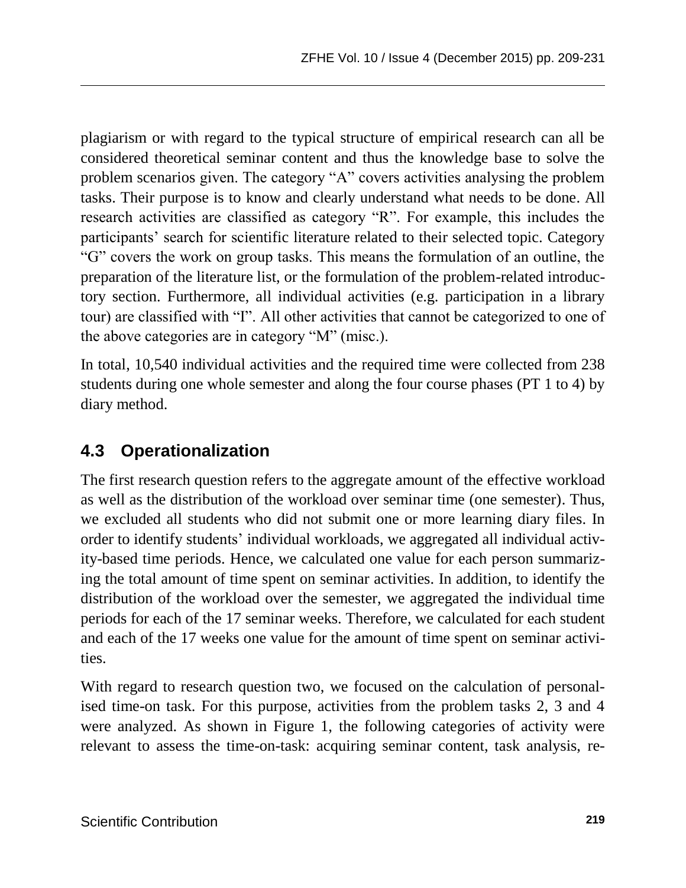plagiarism or with regard to the typical structure of empirical research can all be considered theoretical seminar content and thus the knowledge base to solve the problem scenarios given. The category "A" covers activities analysing the problem tasks. Their purpose is to know and clearly understand what needs to be done. All research activities are classified as category "R". For example, this includes the participants' search for scientific literature related to their selected topic. Category "G" covers the work on group tasks. This means the formulation of an outline, the preparation of the literature list, or the formulation of the problem-related introductory section. Furthermore, all individual activities (e.g. participation in a library tour) are classified with "I". All other activities that cannot be categorized to one of the above categories are in category "M" (misc.).

In total, 10,540 individual activities and the required time were collected from 238 students during one whole semester and along the four course phases (PT 1 to 4) by diary method.

### 4.3 Operationalization

The first research question refers to the aggregate amount of the effective workload as well as the distribution of the workload over seminar time (one semester). Thus, we excluded all students who did not submit one or more learning diary files. In order to identify students' individual workloads, we aggregated all individual activity-based time periods. Hence, we calculated one value for each person summarizing the total amount of time spent on seminar activities. In addition, to identify the distribution of the workload over the semester, we aggregated the individual time periods for each of the 17 seminar weeks. Therefore, we calculated for each student and each of the 17 weeks one value for the amount of time spent on seminar activities.

With regard to research question two, we focused on the calculation of personalised time-on task. For this purpose, activities from the problem tasks 2, 3 and 4 were analyzed. As shown in Figure 1, the following categories of activity were relevant to assess the time-on-task: acquiring seminar content, task analysis, re-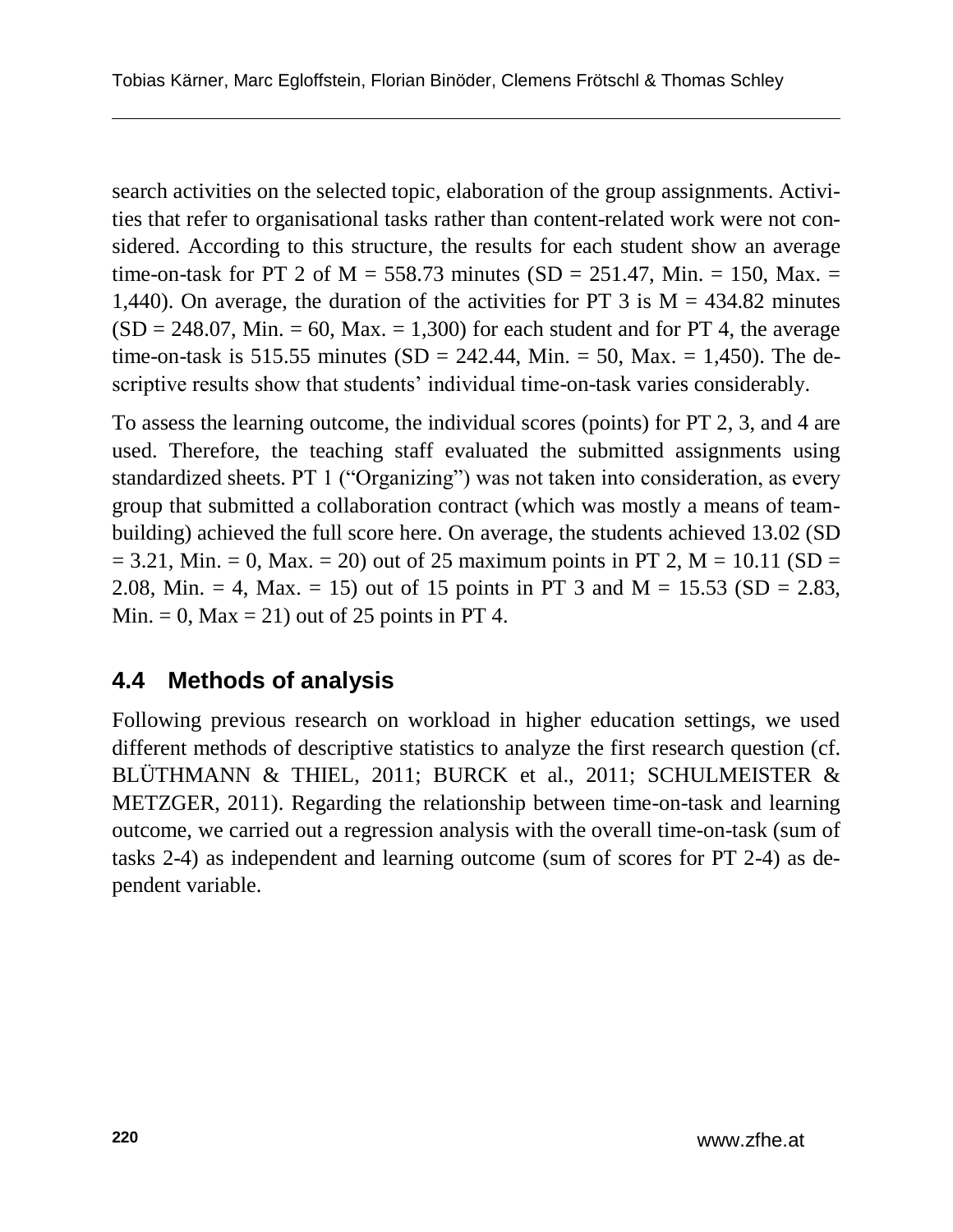search activities on the selected topic, elaboration of the group assignments. Activities that refer to organisational tasks rather than content-related work were not considered. According to this structure, the results for each student show an average time-on-task for PT 2 of $M = 558.73$ minutes ($SD = 251.47$, Min. = 150, Max. = 1,440). On average, the duration of the activities for PT 3 is $M = 434.82$ minutes ($SD = 248.07$, Min. = 60, Max. = 1,300) for each student and for PT 4, the average time-on-task is 515.55 minutes ($SD = 242.44$, Min. = 50, Max. = 1,450). The descriptive results show that students' individual time-on-task varies considerably.

To assess the learning outcome, the individual scores (points) for PT 2, 3, and 4 are used. Therefore, the teaching staff evaluated the submitted assignments using standardized sheets. PT 1 ("Organizing") was not taken into consideration, as every group that submitted a collaboration contract (which was mostly a means of teambuilding) achieved the full score here. On average, the students achieved 13.02 ($SD = 3.21$, Min. = 0, Max. = 20) out of 25 maximum points in PT 2, $M = 10.11$ ($SD = 2.08$, Min. = 4, Max. = 15) out of 15 points in PT 3 and $M = 15.53$ ($SD = 2.83$, Min. = 0, Max = 21) out of 25 points in PT 4.

## 4.4 Methods of analysis

Following previous research on workload in higher education settings, we used different methods of descriptive statistics to analyze the first research question (cf. BLÜTHMANN & THIEL, 2011; BURCK et al., 2011; SCHULMEISTER & METZGER, 2011). Regarding the relationship between time-on-task and learning outcome, we carried out a regression analysis with the overall time-on-task (sum of tasks 2-4) as independent and learning outcome (sum of scores for PT 2-4) as dependent variable.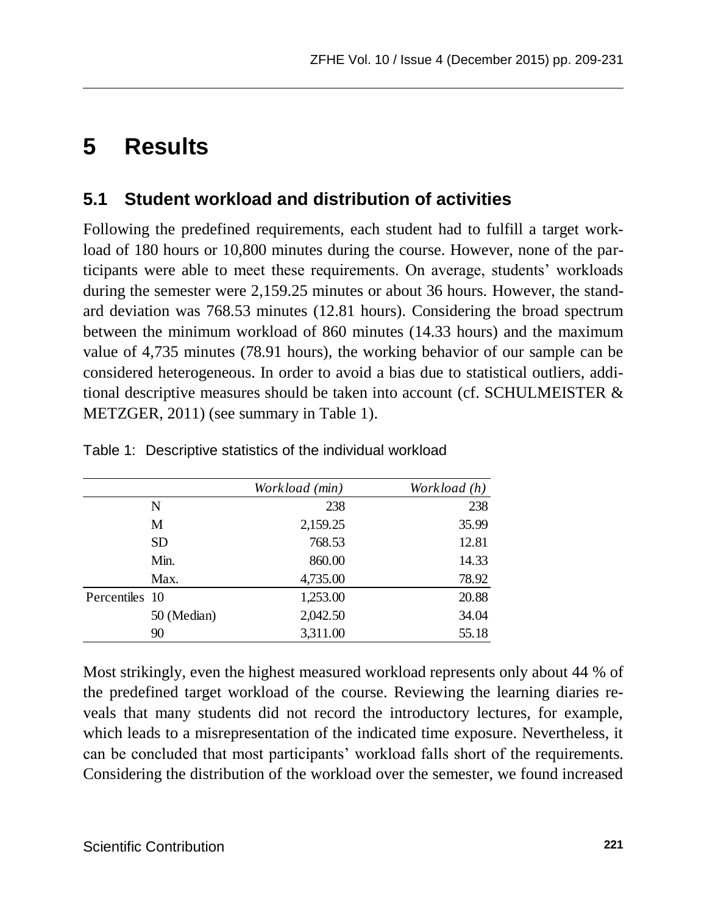# 5 Results

## 5.1 Student workload and distribution of activities

Following the predefined requirements, each student had to fulfill a target workload of 180 hours or 10,800 minutes during the course. However, none of the participants were able to meet these requirements. On average, students' workloads during the semester were 2,159.25 minutes or about 36 hours. However, the standard deviation was 768.53 minutes (12.81 hours). Considering the broad spectrum between the minimum workload of 860 minutes (14.33 hours) and the maximum value of 4,735 minutes (78.91 hours), the working behavior of our sample can be considered heterogeneous. In order to avoid a bias due to statistical outliers, additional descriptive measures should be taken into account (cf. SCHULMEISTER & METZGER, 2011) (see summary in Table 1).

Table 1: Descriptive statistics of the individual workload

| | | *Workload (min)* | *Workload (h)* |
|---|---|---|---|
| | N | 238 | 238 |
| | M | 2,159.25 | 35.99 |
| | SD | 768.53 | 12.81 |
| | Min. | 860.00 | 14.33 |
| | Max. | 4,735.00 | 78.92 |
| Percentiles | 10 | 1,253.00 | 20.88 |
| | 50 (Median) | 2,042.50 | 34.04 |
| | 90 | 3,311.00 | 55.18 |

Most strikingly, even the highest measured workload represents only about 44 % of the predefined target workload of the course. Reviewing the learning diaries reveals that many students did not record the introductory lectures, for example, which leads to a misrepresentation of the indicated time exposure. Nevertheless, it can be concluded that most participants' workload falls short of the requirements. Considering the distribution of the workload over the semester, we found increased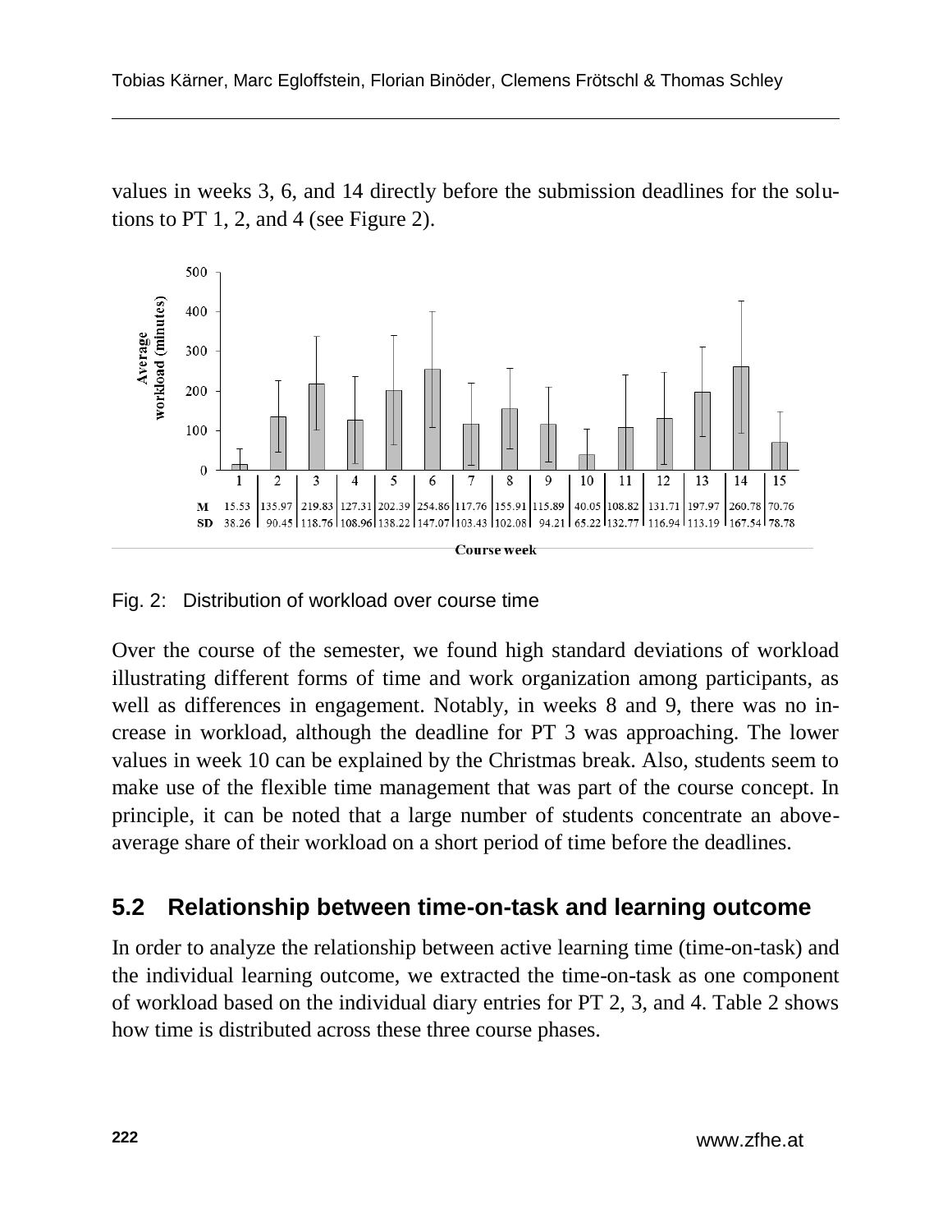values in weeks 3, 6, and 14 directly before the submission deadlines for the solutions to PT 1, 2, and 4 (see Figure 2).

| | 1 | 2 | 3 | 4 | 5 | 6 | 7 | 8 | 9 | 10 | 11 | 12 | 13 | 14 | 15 |
|---|---|---|---|---|---|---|---|---|---|---|---|---|---|---|---|
| M | 15.53 | 135.97 | 219.83 | 127.31 | 202.39 | 254.86 | 117.76 | 155.91 | 115.89 | 40.05 | 108.82 | 131.71 | 197.97 | 260.78 | 70.76 |
| SD | 38.26 | 90.45 | 118.76 | 108.96 | 138.22 | 147.07 | 103.43 | 102.08 | 94.21 | 65.22 | 132.77 | 116.94 | 113.19 | 167.54 | 78.78 |

Fig. 2: Distribution of workload over course time

Over the course of the semester, we found high standard deviations of workload illustrating different forms of time and work organization among participants, as well as differences in engagement. Notably, in weeks 8 and 9, there was no increase in workload, although the deadline for PT 3 was approaching. The lower values in week 10 can be explained by the Christmas break. Also, students seem to make use of the flexible time management that was part of the course concept. In principle, it can be noted that a large number of students concentrate an above-average share of their workload on a short period of time before the deadlines.

## 5.2 Relationship between time-on-task and learning outcome

In order to analyze the relationship between active learning time (time-on-task) and the individual learning outcome, we extracted the time-on-task as one component of workload based on the individual diary entries for PT 2, 3, and 4. Table 2 shows how time is distributed across these three course phases.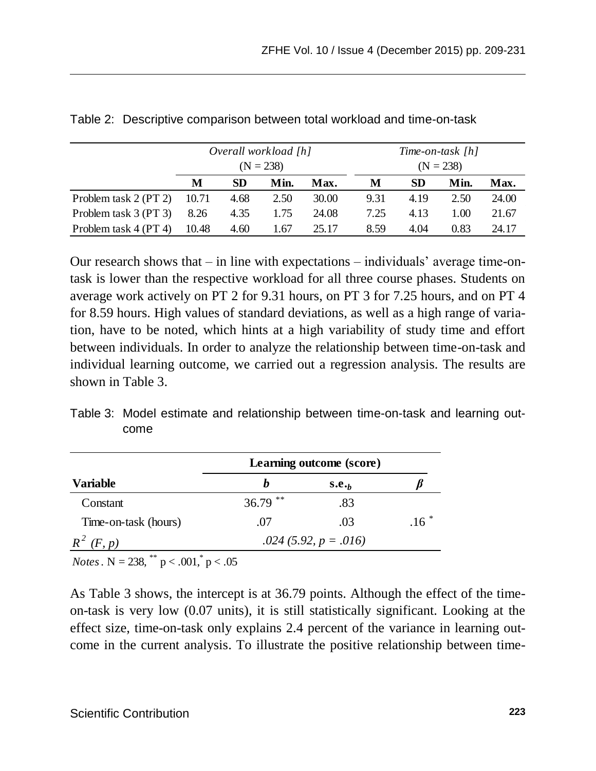Table 2: Descriptive comparison between total workload and time-on-task

| | *Overall workload [h]* (N = 238) | | | | *Time-on-task [h]* (N = 238) | | | |
|---|---|---|---|---|---|---|---|---|
| | **M** | **SD** | **Min.** | **Max.** | **M** | **SD** | **Min.** | **Max.** |
| Problem task 2 (PT 2) | 10.71 | 4.68 | 2.50 | 30.00 | 9.31 | 4.19 | 2.50 | 24.00 |
| Problem task 3 (PT 3) | 8.26 | 4.35 | 1.75 | 24.08 | 7.25 | 4.13 | 1.00 | 21.67 |
| Problem task 4 (PT 4) | 10.48 | 4.60 | 1.67 | 25.17 | 8.59 | 4.04 | 0.83 | 24.17 |

Our research shows that – in line with expectations – individuals' average time-on-task is lower than the respective workload for all three course phases. Students on average work actively on PT 2 for 9.31 hours, on PT 3 for 7.25 hours, and on PT 4 for 8.59 hours. High values of standard deviations, as well as a high range of variation, have to be noted, which hints at a high variability of study time and effort between individuals. In order to analyze the relationship between time-on-task and individual learning outcome, we carried out a regression analysis. The results are shown in Table 3.

Table 3: Model estimate and relationship between time-on-task and learning outcome

| | **Learning outcome (score)** | | |
|---|---|---|---|
| **Variable** | ***b*** | **s.e.**$_b$ | $\beta$ |
| Constant | 36.79 ** | .83 | |
| Time-on-task (hours) | .07 | .03 | .16 * |
| $R^2$ $(F, p)$ | *.024 (5.92, p = .016)* | | |

*Notes*. N = 238, ** p < .001, * p < .05

As Table 3 shows, the intercept is at 36.79 points. Although the effect of the time-on-task is very low (0.07 units), it is still statistically significant. Looking at the effect size, time-on-task only explains 2.4 percent of the variance in learning outcome in the current analysis. To illustrate the positive relationship between time-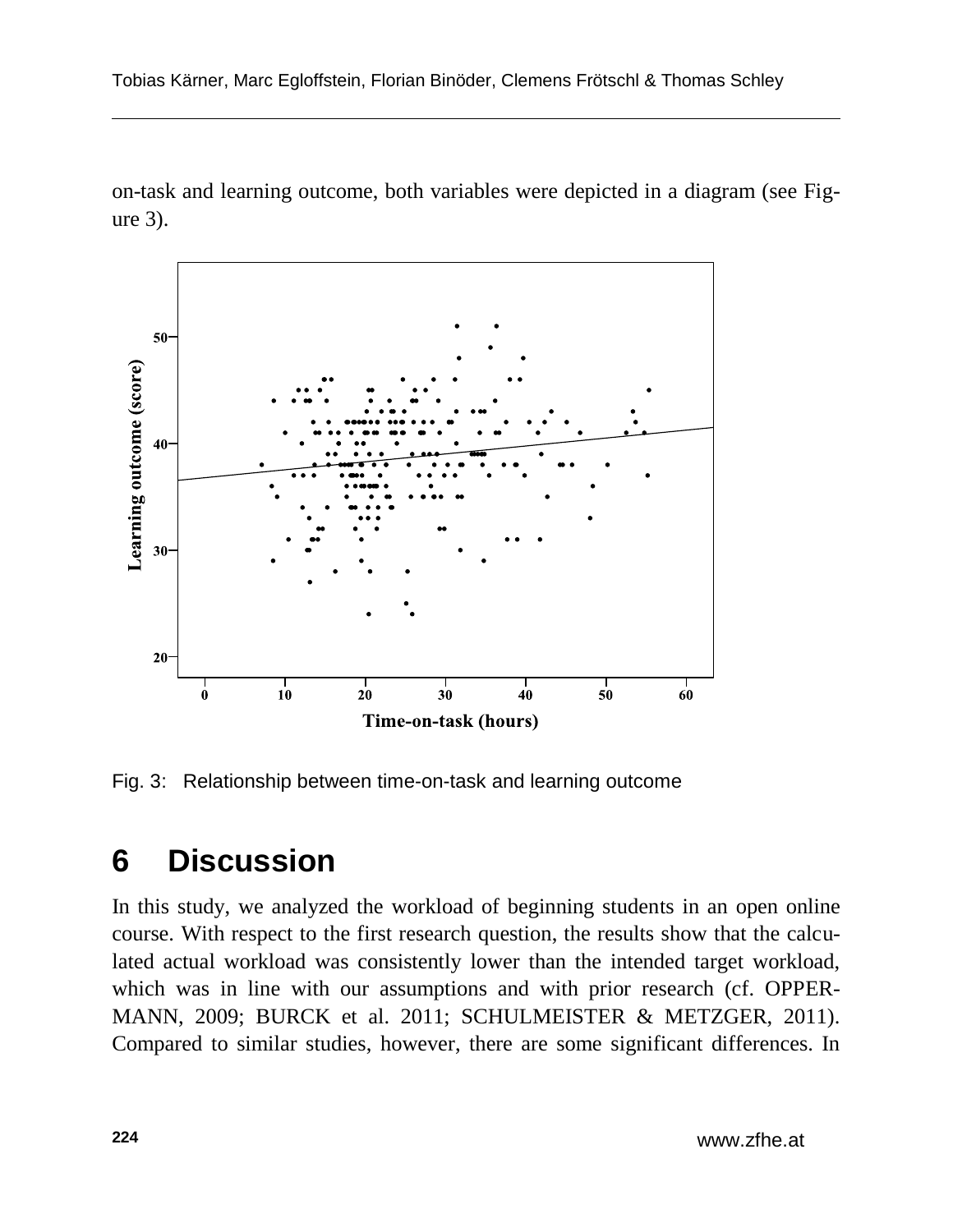on-task and learning outcome, both variables were depicted in a diagram (see Figure 3).

Fig. 3: Relationship between time-on-task and learning outcome

## 6 Discussion

In this study, we analyzed the workload of beginning students in an open online course. With respect to the first research question, the results show that the calculated actual workload was consistently lower than the intended target workload, which was in line with our assumptions and with prior research (cf. OPPERMANN, 2009; BURCK et al. 2011; SCHULMEISTER & METZGER, 2011). Compared to similar studies, however, there are some significant differences. In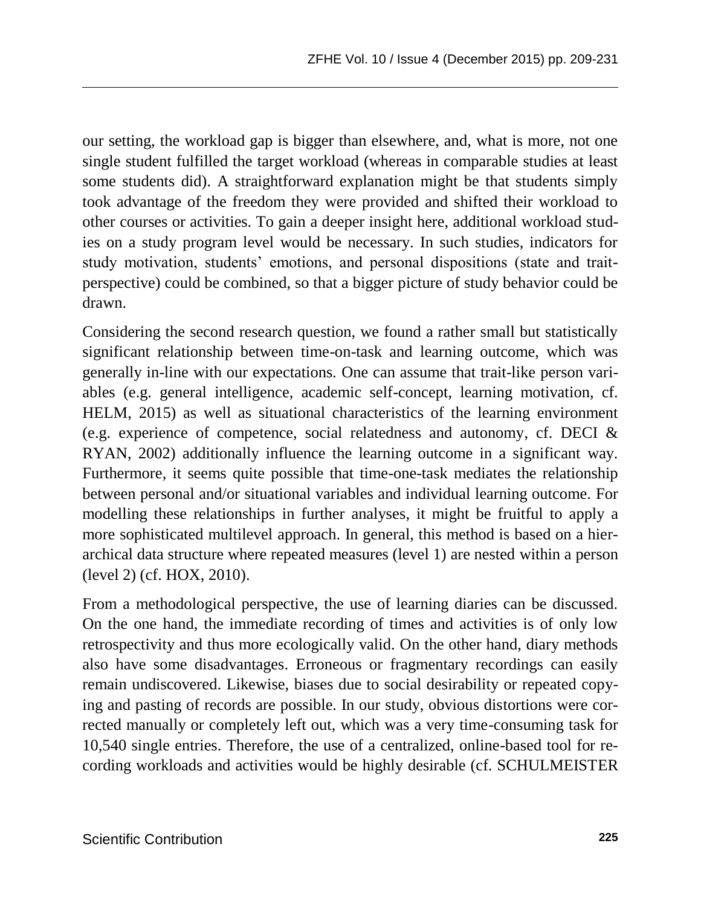our setting, the workload gap is bigger than elsewhere, and, what is more, not one single student fulfilled the target workload (whereas in comparable studies at least some students did). A straightforward explanation might be that students simply took advantage of the freedom they were provided and shifted their workload to other courses or activities. To gain a deeper insight here, additional workload studies on a study program level would be necessary. In such studies, indicators for study motivation, students' emotions, and personal dispositions (state and trait-perspective) could be combined, so that a bigger picture of study behavior could be drawn.

Considering the second research question, we found a rather small but statistically significant relationship between time-on-task and learning outcome, which was generally in-line with our expectations. One can assume that trait-like person variables (e.g. general intelligence, academic self-concept, learning motivation, cf. HELM, 2015) as well as situational characteristics of the learning environment (e.g. experience of competence, social relatedness and autonomy, cf. DECI & RYAN, 2002) additionally influence the learning outcome in a significant way. Furthermore, it seems quite possible that time-one-task mediates the relationship between personal and/or situational variables and individual learning outcome. For modelling these relationships in further analyses, it might be fruitful to apply a more sophisticated multilevel approach. In general, this method is based on a hierarchical data structure where repeated measures (level 1) are nested within a person (level 2) (cf. HOX, 2010).

From a methodological perspective, the use of learning diaries can be discussed. On the one hand, the immediate recording of times and activities is of only low retrospectivity and thus more ecologically valid. On the other hand, diary methods also have some disadvantages. Erroneous or fragmentary recordings can easily remain undiscovered. Likewise, biases due to social desirability or repeated copying and pasting of records are possible. In our study, obvious distortions were corrected manually or completely left out, which was a very time-consuming task for 10,540 single entries. Therefore, the use of a centralized, online-based tool for recording workloads and activities would be highly desirable (cf. SCHULMEISTER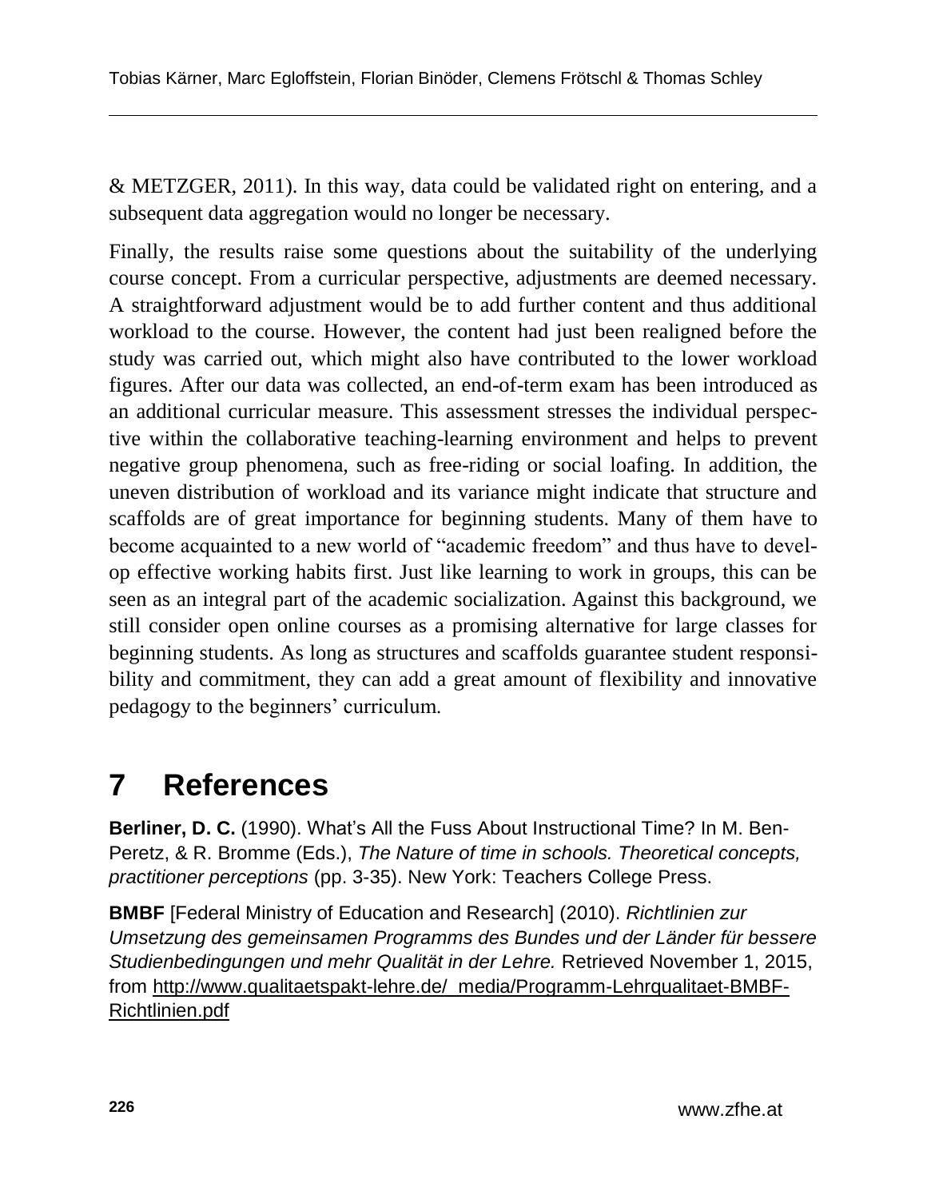& METZGER, 2011). In this way, data could be validated right on entering, and a subsequent data aggregation would no longer be necessary.

Finally, the results raise some questions about the suitability of the underlying course concept. From a curricular perspective, adjustments are deemed necessary. A straightforward adjustment would be to add further content and thus additional workload to the course. However, the content had just been realigned before the study was carried out, which might also have contributed to the lower workload figures. After our data was collected, an end-of-term exam has been introduced as an additional curricular measure. This assessment stresses the individual perspective within the collaborative teaching-learning environment and helps to prevent negative group phenomena, such as free-riding or social loafing. In addition, the uneven distribution of workload and its variance might indicate that structure and scaffolds are of great importance for beginning students. Many of them have to become acquainted to a new world of "academic freedom" and thus have to develop effective working habits first. Just like learning to work in groups, this can be seen as an integral part of the academic socialization. Against this background, we still consider open online courses as a promising alternative for large classes for beginning students. As long as structures and scaffolds guarantee student responsibility and commitment, they can add a great amount of flexibility and innovative pedagogy to the beginners' curriculum.

# 7 References

**Berliner, D. C.** (1990). What's All the Fuss About Instructional Time? In M. Ben-Peretz, & R. Bromme (Eds.), *The Nature of time in schools. Theoretical concepts, practitioner perceptions* (pp. 3-35). New York: Teachers College Press.

**BMBF** [Federal Ministry of Education and Research] (2010). *Richtlinien zur Umsetzung des gemeinsamen Programms des Bundes und der Länder für bessere Studienbedingungen und mehr Qualität in der Lehre.* Retrieved November 1, 2015, from http://www.qualitaetspakt-lehre.de/_media/Programm-Lehrqualitaet-BMBF-Richtlinien.pdf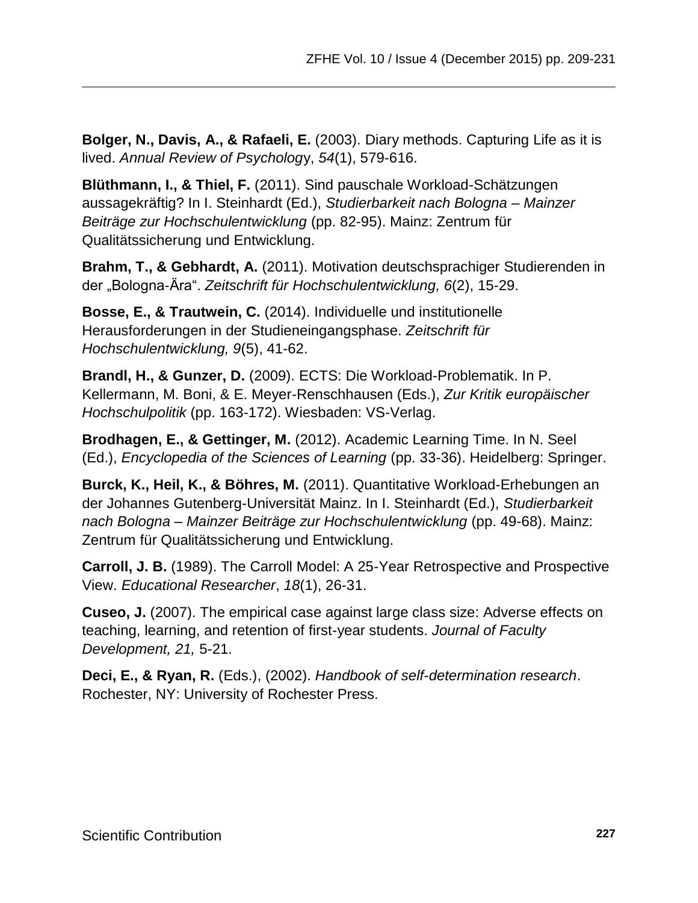**Bolger, N., Davis, A., & Rafaeli, E.** (2003). Diary methods. Capturing Life as it is lived. *Annual Review of Psychology*, *54*(1), 579-616.

**Blüthmann, I., & Thiel, F.** (2011). Sind pauschale Workload-Schätzungen aussagekräftig? In I. Steinhardt (Ed.), *Studierbarkeit nach Bologna – Mainzer Beiträge zur Hochschulentwicklung* (pp. 82-95). Mainz: Zentrum für Qualitätssicherung und Entwicklung.

**Brahm, T., & Gebhardt, A.** (2011). Motivation deutschsprachiger Studierenden in der „Bologna-Ära". *Zeitschrift für Hochschulentwicklung, 6*(2), 15-29.

**Bosse, E., & Trautwein, C.** (2014). Individuelle und institutionelle Herausforderungen in der Studieneingangsphase. *Zeitschrift für Hochschulentwicklung, 9*(5), 41-62.

**Brandl, H., & Gunzer, D.** (2009). ECTS: Die Workload-Problematik. In P. Kellermann, M. Boni, & E. Meyer-Renschhausen (Eds.), *Zur Kritik europäischer Hochschulpolitik* (pp. 163-172). Wiesbaden: VS-Verlag.

**Brodhagen, E., & Gettinger, M.** (2012). Academic Learning Time. In N. Seel (Ed.), *Encyclopedia of the Sciences of Learning* (pp. 33-36). Heidelberg: Springer.

**Burck, K., Heil, K., & Böhres, M.** (2011). Quantitative Workload-Erhebungen an der Johannes Gutenberg-Universität Mainz. In I. Steinhardt (Ed.), *Studierbarkeit nach Bologna – Mainzer Beiträge zur Hochschulentwicklung* (pp. 49-68). Mainz: Zentrum für Qualitätssicherung und Entwicklung.

**Carroll, J. B.** (1989). The Carroll Model: A 25-Year Retrospective and Prospective View. *Educational Researcher*, *18*(1), 26-31.

**Cuseo, J.** (2007). The empirical case against large class size: Adverse effects on teaching, learning, and retention of first-year students. *Journal of Faculty Development, 21,* 5-21.

**Deci, E., & Ryan, R.** (Eds.), (2002). *Handbook of self-determination research*. Rochester, NY: University of Rochester Press.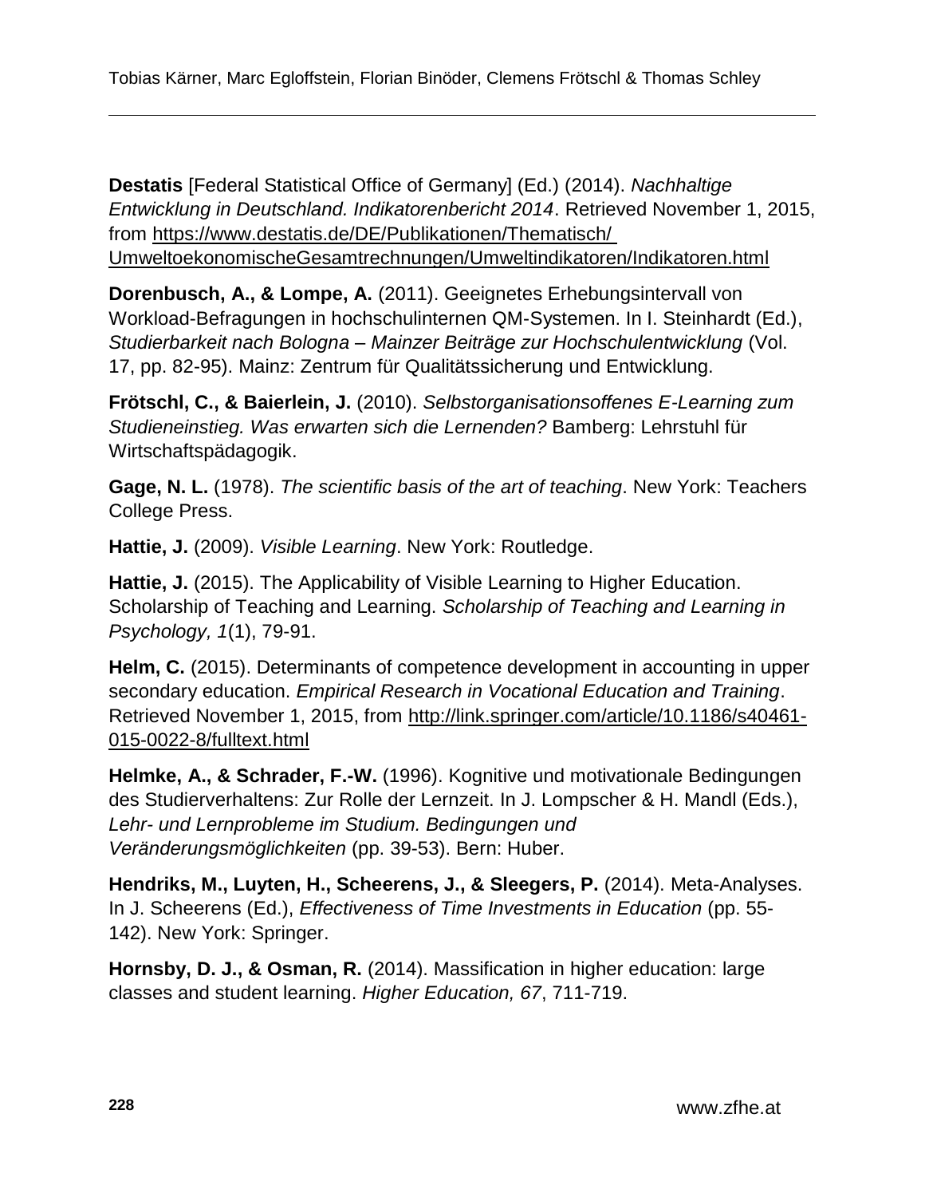**Destatis** [Federal Statistical Office of Germany] (Ed.) (2014). *Nachhaltige Entwicklung in Deutschland. Indikatorenbericht 2014*. Retrieved November 1, 2015, from https://www.destatis.de/DE/Publikationen/Thematisch/UmweltoekonomischeGesamtrechnungen/Umweltindikatoren/Indikatoren.html

**Dorenbusch, A., & Lompe, A.** (2011). Geeignetes Erhebungsintervall von Workload-Befragungen in hochschulinternen QM-Systemen. In I. Steinhardt (Ed.), *Studierbarkeit nach Bologna – Mainzer Beiträge zur Hochschulentwicklung* (Vol. 17, pp. 82-95). Mainz: Zentrum für Qualitätssicherung und Entwicklung.

**Frötschl, C., & Baierlein, J.** (2010). *Selbstorganisationsoffenes E-Learning zum Studieneinstieg. Was erwarten sich die Lernenden?* Bamberg: Lehrstuhl für Wirtschaftspädagogik.

**Gage, N. L.** (1978). *The scientific basis of the art of teaching*. New York: Teachers College Press.

**Hattie, J.** (2009). *Visible Learning*. New York: Routledge.

**Hattie, J.** (2015). The Applicability of Visible Learning to Higher Education. Scholarship of Teaching and Learning. *Scholarship of Teaching and Learning in Psychology, 1*(1), 79-91.

**Helm, C.** (2015). Determinants of competence development in accounting in upper secondary education. *Empirical Research in Vocational Education and Training*. Retrieved November 1, 2015, from http://link.springer.com/article/10.1186/s40461-015-0022-8/fulltext.html

**Helmke, A., & Schrader, F.-W.** (1996). Kognitive und motivationale Bedingungen des Studierverhaltens: Zur Rolle der Lernzeit. In J. Lompscher & H. Mandl (Eds.), *Lehr- und Lernprobleme im Studium. Bedingungen und Veränderungsmöglichkeiten* (pp. 39-53). Bern: Huber.

**Hendriks, M., Luyten, H., Scheerens, J., & Sleegers, P.** (2014). Meta-Analyses. In J. Scheerens (Ed.), *Effectiveness of Time Investments in Education* (pp. 55-142). New York: Springer.

**Hornsby, D. J., & Osman, R.** (2014). Massification in higher education: large classes and student learning. *Higher Education, 67*, 711-719.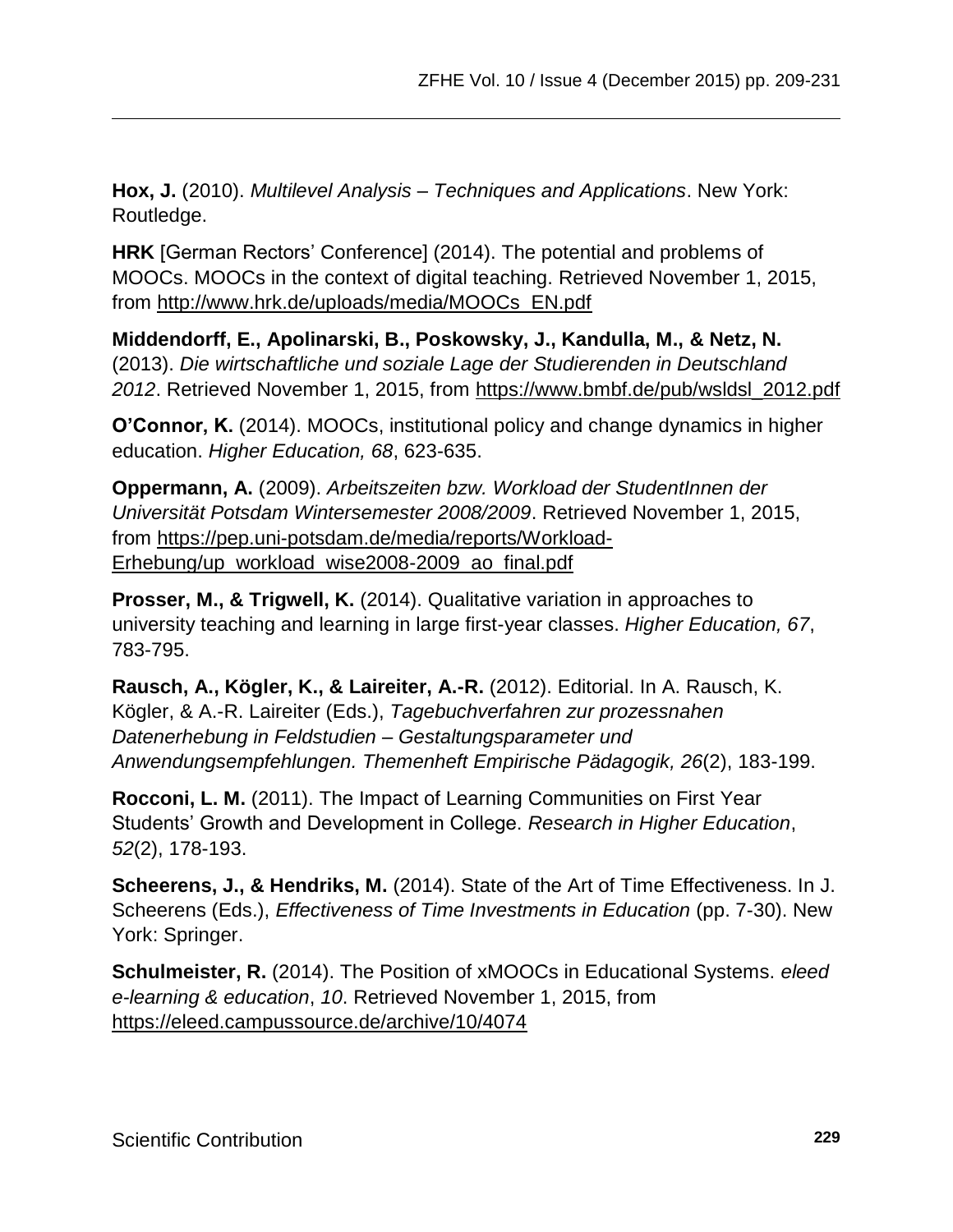**Hox, J.** (2010). *Multilevel Analysis – Techniques and Applications*. New York: Routledge.

**HRK** [German Rectors' Conference] (2014). The potential and problems of MOOCs. MOOCs in the context of digital teaching. Retrieved November 1, 2015, from http://www.hrk.de/uploads/media/MOOCs_EN.pdf

**Middendorff, E., Apolinarski, B., Poskowsky, J., Kandulla, M., & Netz, N.** (2013). *Die wirtschaftliche und soziale Lage der Studierenden in Deutschland 2012*. Retrieved November 1, 2015, from https://www.bmbf.de/pub/wsldsl_2012.pdf

**O'Connor, K.** (2014). MOOCs, institutional policy and change dynamics in higher education. *Higher Education, 68*, 623-635.

**Oppermann, A.** (2009). *Arbeitszeiten bzw. Workload der StudentInnen der Universität Potsdam Wintersemester 2008/2009*. Retrieved November 1, 2015, from https://pep.uni-potsdam.de/media/reports/Workload-Erhebung/up_workload_wise2008-2009_ao_final.pdf

**Prosser, M., & Trigwell, K.** (2014). Qualitative variation in approaches to university teaching and learning in large first-year classes. *Higher Education, 67*, 783-795.

**Rausch, A., Kögler, K., & Laireiter, A.-R.** (2012). Editorial. In A. Rausch, K. Kögler, & A.-R. Laireiter (Eds.), *Tagebuchverfahren zur prozessnahen Datenerhebung in Feldstudien – Gestaltungsparameter und Anwendungsempfehlungen. Themenheft Empirische Pädagogik, 26*(2), 183-199.

**Rocconi, L. M.** (2011). The Impact of Learning Communities on First Year Students' Growth and Development in College. *Research in Higher Education*, *52*(2), 178-193.

**Scheerens, J., & Hendriks, M.** (2014). State of the Art of Time Effectiveness. In J. Scheerens (Eds.), *Effectiveness of Time Investments in Education* (pp. 7-30). New York: Springer.

**Schulmeister, R.** (2014). The Position of xMOOCs in Educational Systems. *eleed e-learning & education*, *10*. Retrieved November 1, 2015, from https://eleed.campussource.de/archive/10/4074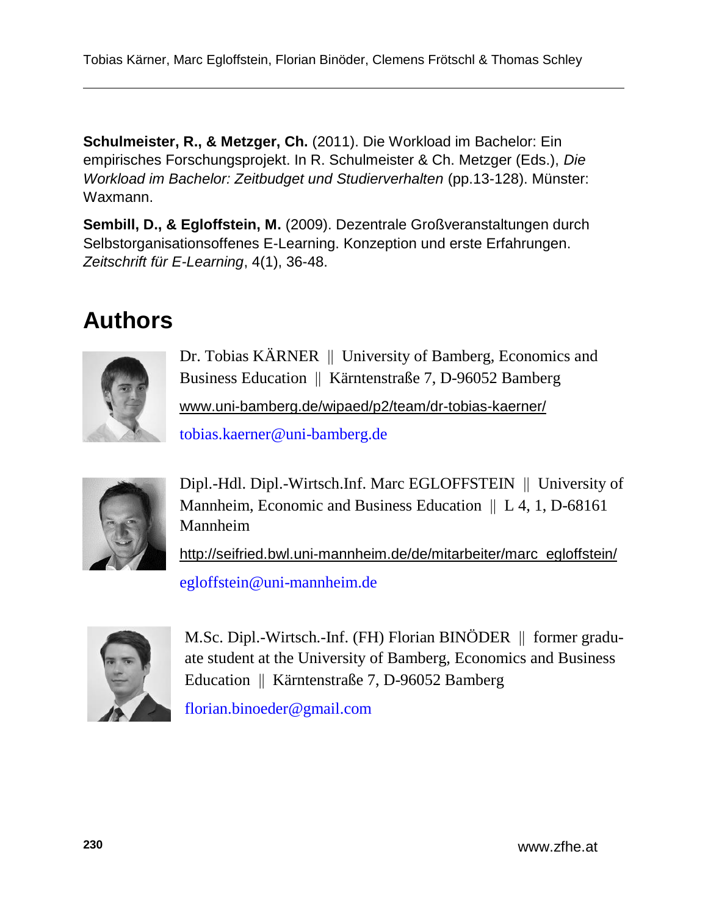**Schulmeister, R., & Metzger, Ch.** (2011). Die Workload im Bachelor: Ein empirisches Forschungsprojekt. In R. Schulmeister & Ch. Metzger (Eds.), *Die Workload im Bachelor: Zeitbudget und Studierverhalten* (pp.13-128). Münster: Waxmann.

**Sembill, D., & Egloffstein, M.** (2009). Dezentrale Großveranstaltungen durch Selbstorganisationsoffenes E-Learning. Konzeption und erste Erfahrungen. *Zeitschrift für E-Learning*, 4(1), 36-48.

# Authors

Dr. Tobias KÄRNER || University of Bamberg, Economics and Business Education || Kärntenstraße 7, D-96052 Bamberg

www.uni-bamberg.de/wipaed/p2/team/dr-tobias-kaerner/

tobias.kaerner@uni-bamberg.de

Dipl.-Hdl. Dipl.-Wirtsch.Inf. Marc EGLOFFSTEIN || University of Mannheim, Economic and Business Education || L 4, 1, D-68161 Mannheim

http://seifried.bwl.uni-mannheim.de/de/mitarbeiter/marc_egloffstein/

egloffstein@uni-mannheim.de

M.Sc. Dipl.-Wirtsch.-Inf. (FH) Florian BINÖDER || former graduate student at the University of Bamberg, Economics and Business Education || Kärntenstraße 7, D-96052 Bamberg

florian.binoeder@gmail.com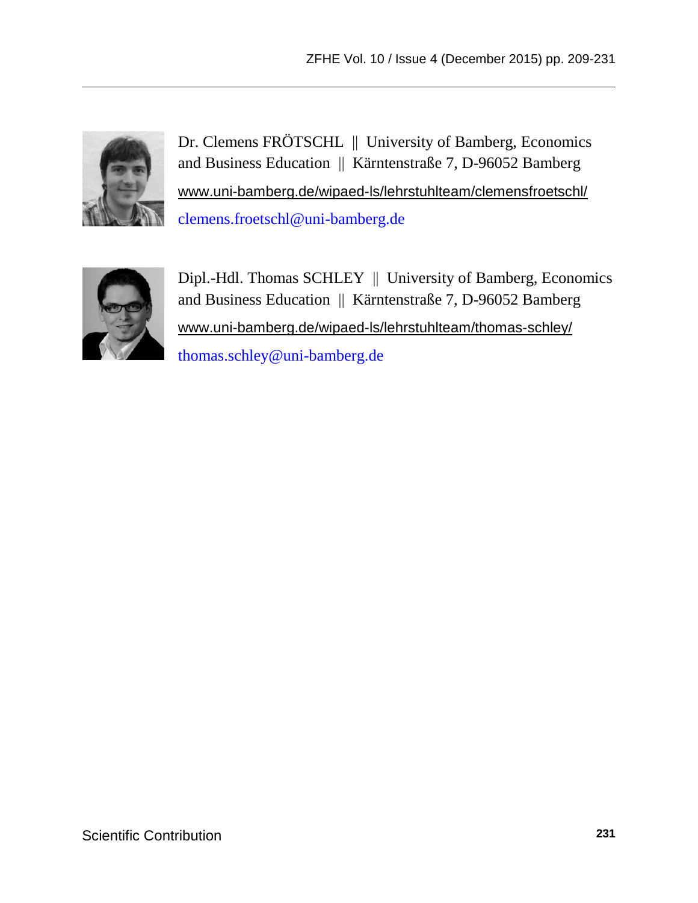Dr. Clemens FRÖTSCHL || University of Bamberg, Economics and Business Education || Kärntenstraße 7, D-96052 Bamberg

www.uni-bamberg.de/wipaed-ls/lehrstuhlteam/clemensfroetschl/

clemens.froetschl@uni-bamberg.de

Dipl.-Hdl. Thomas SCHLEY || University of Bamberg, Economics and Business Education || Kärntenstraße 7, D-96052 Bamberg

www.uni-bamberg.de/wipaed-ls/lehrstuhlteam/thomas-schley/

thomas.schley@uni-bamberg.de